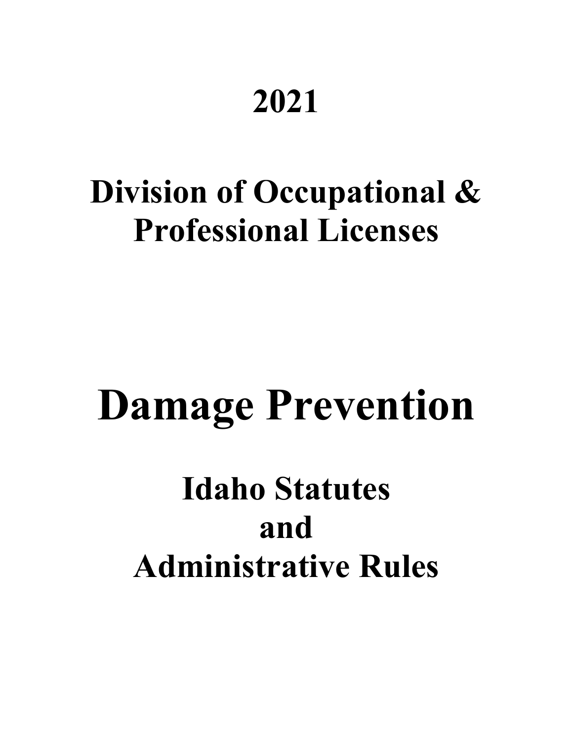# 2021

# Division of Occupational & Professional Licenses

# Damage Prevention

## Idaho Statutes and Administrative Rules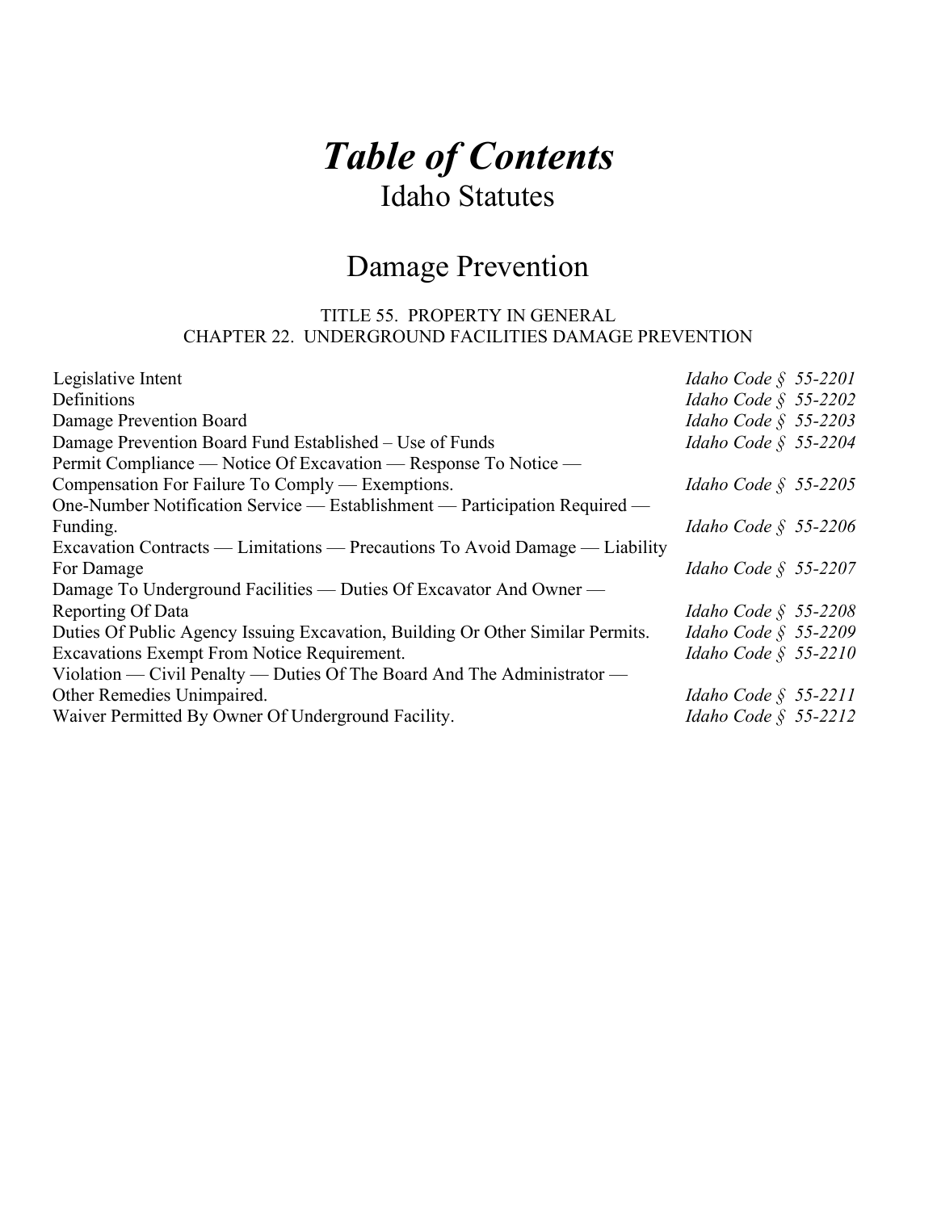# *Table of Contents*

## Idaho Statutes

## Damage Prevention

TITLE 55. PROPERTY IN GENERAL
CHAPTER 22. UNDERGROUND FACILITIES DAMAGE PREVENTION

| | |
|---|---|
| Legislative Intent | *Idaho Code § 55-2201* |
| Definitions | *Idaho Code § 55-2202* |
| Damage Prevention Board | *Idaho Code § 55-2203* |
| Damage Prevention Board Fund Established – Use of Funds | *Idaho Code § 55-2204* |
| Permit Compliance — Notice Of Excavation — Response To Notice — Compensation For Failure To Comply — Exemptions. | *Idaho Code § 55-2205* |
| One-Number Notification Service — Establishment — Participation Required — Funding. | *Idaho Code § 55-2206* |
| Excavation Contracts — Limitations — Precautions To Avoid Damage — Liability For Damage | *Idaho Code § 55-2207* |
| Damage To Underground Facilities — Duties Of Excavator And Owner — Reporting Of Data | *Idaho Code § 55-2208* |
| Duties Of Public Agency Issuing Excavation, Building Or Other Similar Permits. | *Idaho Code § 55-2209* |
| Excavations Exempt From Notice Requirement. | *Idaho Code § 55-2210* |
| Violation — Civil Penalty — Duties Of The Board And The Administrator — Other Remedies Unimpaired. | *Idaho Code § 55-2211* |
| Waiver Permitted By Owner Of Underground Facility. | *Idaho Code § 55-2212* |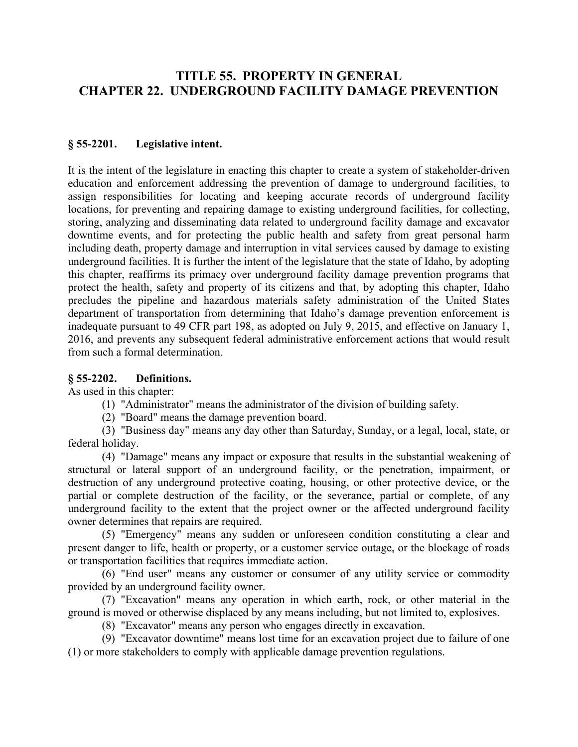# TITLE 55. PROPERTY IN GENERAL
# CHAPTER 22. UNDERGROUND FACILITY DAMAGE PREVENTION

### § 55-2201. Legislative intent.

It is the intent of the legislature in enacting this chapter to create a system of stakeholder-driven education and enforcement addressing the prevention of damage to underground facilities, to assign responsibilities for locating and keeping accurate records of underground facility locations, for preventing and repairing damage to existing underground facilities, for collecting, storing, analyzing and disseminating data related to underground facility damage and excavator downtime events, and for protecting the public health and safety from great personal harm including death, property damage and interruption in vital services caused by damage to existing underground facilities. It is further the intent of the legislature that the state of Idaho, by adopting this chapter, reaffirms its primacy over underground facility damage prevention programs that protect the health, safety and property of its citizens and that, by adopting this chapter, Idaho precludes the pipeline and hazardous materials safety administration of the United States department of transportation from determining that Idaho's damage prevention enforcement is inadequate pursuant to 49 CFR part 198, as adopted on July 9, 2015, and effective on January 1, 2016, and prevents any subsequent federal administrative enforcement actions that would result from such a formal determination.

### § 55-2202. Definitions.

As used in this chapter:

(1) "Administrator" means the administrator of the division of building safety.

(2) "Board" means the damage prevention board.

(3) "Business day" means any day other than Saturday, Sunday, or a legal, local, state, or federal holiday.

(4) "Damage" means any impact or exposure that results in the substantial weakening of structural or lateral support of an underground facility, or the penetration, impairment, or destruction of any underground protective coating, housing, or other protective device, or the partial or complete destruction of the facility, or the severance, partial or complete, of any underground facility to the extent that the project owner or the affected underground facility owner determines that repairs are required.

(5) "Emergency" means any sudden or unforeseen condition constituting a clear and present danger to life, health or property, or a customer service outage, or the blockage of roads or transportation facilities that requires immediate action.

(6) "End user" means any customer or consumer of any utility service or commodity provided by an underground facility owner.

(7) "Excavation" means any operation in which earth, rock, or other material in the ground is moved or otherwise displaced by any means including, but not limited to, explosives.

(8) "Excavator" means any person who engages directly in excavation.

(9) "Excavator downtime" means lost time for an excavation project due to failure of one (1) or more stakeholders to comply with applicable damage prevention regulations.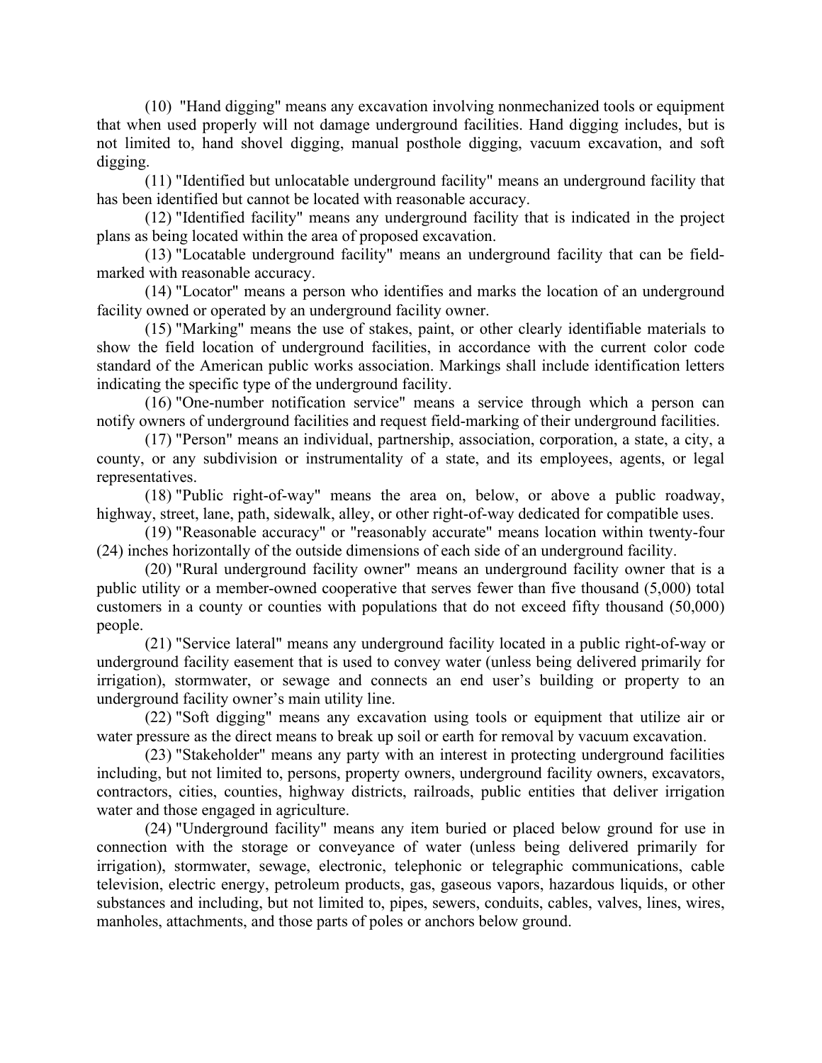(10) "Hand digging" means any excavation involving nonmechanized tools or equipment that when used properly will not damage underground facilities. Hand digging includes, but is not limited to, hand shovel digging, manual posthole digging, vacuum excavation, and soft digging.

(11) "Identified but unlocatable underground facility" means an underground facility that has been identified but cannot be located with reasonable accuracy.

(12) "Identified facility" means any underground facility that is indicated in the project plans as being located within the area of proposed excavation.

(13) "Locatable underground facility" means an underground facility that can be field-marked with reasonable accuracy.

(14) "Locator" means a person who identifies and marks the location of an underground facility owned or operated by an underground facility owner.

(15) "Marking" means the use of stakes, paint, or other clearly identifiable materials to show the field location of underground facilities, in accordance with the current color code standard of the American public works association. Markings shall include identification letters indicating the specific type of the underground facility.

(16) "One-number notification service" means a service through which a person can notify owners of underground facilities and request field-marking of their underground facilities.

(17) "Person" means an individual, partnership, association, corporation, a state, a city, a county, or any subdivision or instrumentality of a state, and its employees, agents, or legal representatives.

(18) "Public right-of-way" means the area on, below, or above a public roadway, highway, street, lane, path, sidewalk, alley, or other right-of-way dedicated for compatible uses.

(19) "Reasonable accuracy" or "reasonably accurate" means location within twenty-four (24) inches horizontally of the outside dimensions of each side of an underground facility.

(20) "Rural underground facility owner" means an underground facility owner that is a public utility or a member-owned cooperative that serves fewer than five thousand (5,000) total customers in a county or counties with populations that do not exceed fifty thousand (50,000) people.

(21) "Service lateral" means any underground facility located in a public right-of-way or underground facility easement that is used to convey water (unless being delivered primarily for irrigation), stormwater, or sewage and connects an end user's building or property to an underground facility owner's main utility line.

(22) "Soft digging" means any excavation using tools or equipment that utilize air or water pressure as the direct means to break up soil or earth for removal by vacuum excavation.

(23) "Stakeholder" means any party with an interest in protecting underground facilities including, but not limited to, persons, property owners, underground facility owners, excavators, contractors, cities, counties, highway districts, railroads, public entities that deliver irrigation water and those engaged in agriculture.

(24) "Underground facility" means any item buried or placed below ground for use in connection with the storage or conveyance of water (unless being delivered primarily for irrigation), stormwater, sewage, electronic, telephonic or telegraphic communications, cable television, electric energy, petroleum products, gas, gaseous vapors, hazardous liquids, or other substances and including, but not limited to, pipes, sewers, conduits, cables, valves, lines, wires, manholes, attachments, and those parts of poles or anchors below ground.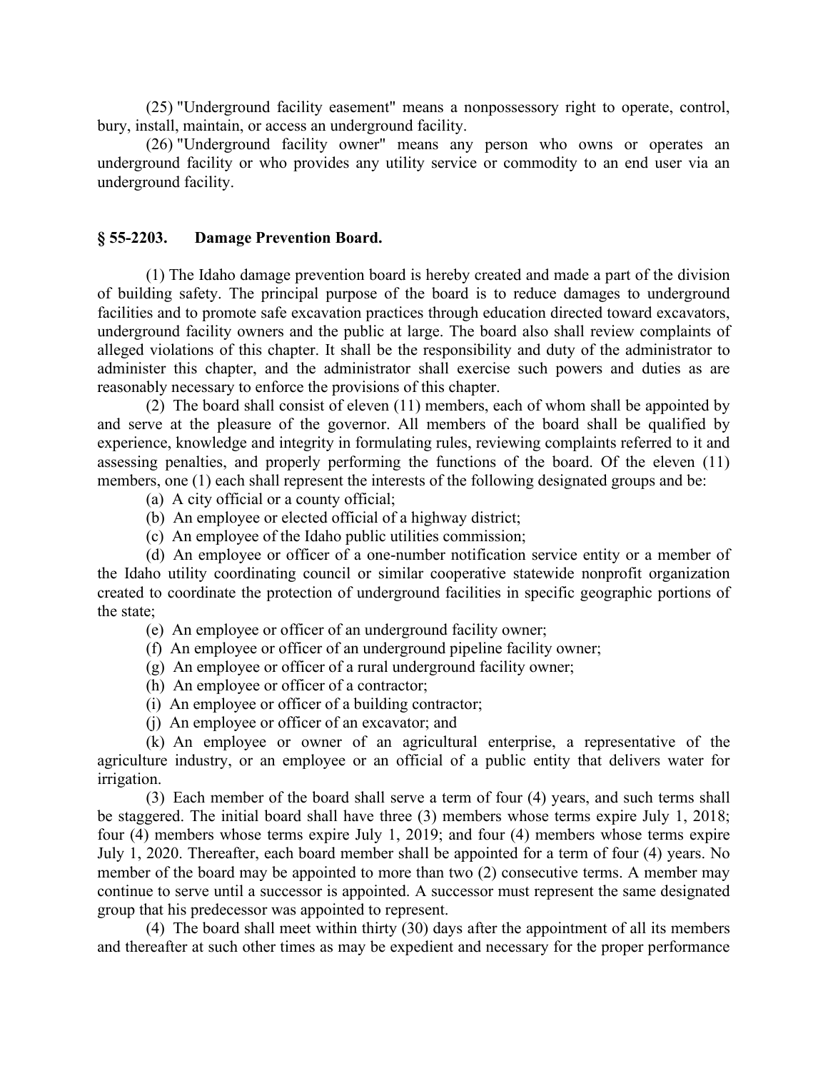(25) "Underground facility easement" means a nonpossessory right to operate, control, bury, install, maintain, or access an underground facility.

(26) "Underground facility owner" means any person who owns or operates an underground facility or who provides any utility service or commodity to an end user via an underground facility.

### § 55-2203. Damage Prevention Board.

(1) The Idaho damage prevention board is hereby created and made a part of the division of building safety. The principal purpose of the board is to reduce damages to underground facilities and to promote safe excavation practices through education directed toward excavators, underground facility owners and the public at large. The board also shall review complaints of alleged violations of this chapter. It shall be the responsibility and duty of the administrator to administer this chapter, and the administrator shall exercise such powers and duties as are reasonably necessary to enforce the provisions of this chapter.

(2) The board shall consist of eleven (11) members, each of whom shall be appointed by and serve at the pleasure of the governor. All members of the board shall be qualified by experience, knowledge and integrity in formulating rules, reviewing complaints referred to it and assessing penalties, and properly performing the functions of the board. Of the eleven (11) members, one (1) each shall represent the interests of the following designated groups and be:

(a) A city official or a county official;

(b) An employee or elected official of a highway district;

(c) An employee of the Idaho public utilities commission;

(d) An employee or officer of a one-number notification service entity or a member of the Idaho utility coordinating council or similar cooperative statewide nonprofit organization created to coordinate the protection of underground facilities in specific geographic portions of the state;

(e) An employee or officer of an underground facility owner;

(f) An employee or officer of an underground pipeline facility owner;

(g) An employee or officer of a rural underground facility owner;

(h) An employee or officer of a contractor;

(i) An employee or officer of a building contractor;

(j) An employee or officer of an excavator; and

(k) An employee or owner of an agricultural enterprise, a representative of the agriculture industry, or an employee or an official of a public entity that delivers water for irrigation.

(3) Each member of the board shall serve a term of four (4) years, and such terms shall be staggered. The initial board shall have three (3) members whose terms expire July 1, 2018; four (4) members whose terms expire July 1, 2019; and four (4) members whose terms expire July 1, 2020. Thereafter, each board member shall be appointed for a term of four (4) years. No member of the board may be appointed to more than two (2) consecutive terms. A member may continue to serve until a successor is appointed. A successor must represent the same designated group that his predecessor was appointed to represent.

(4) The board shall meet within thirty (30) days after the appointment of all its members and thereafter at such other times as may be expedient and necessary for the proper performance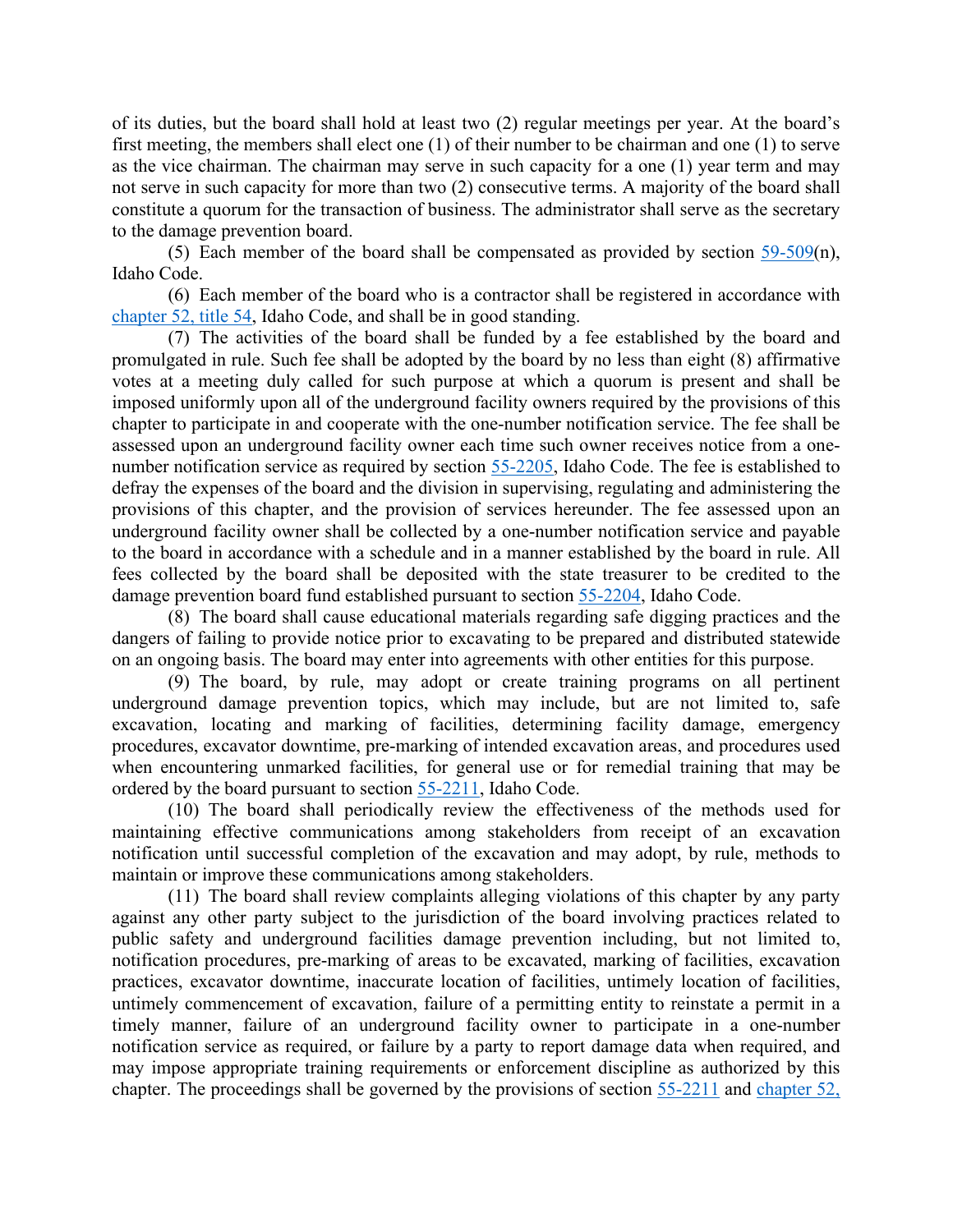of its duties, but the board shall hold at least two (2) regular meetings per year. At the board's first meeting, the members shall elect one (1) of their number to be chairman and one (1) to serve as the vice chairman. The chairman may serve in such capacity for a one (1) year term and may not serve in such capacity for more than two (2) consecutive terms. A majority of the board shall constitute a quorum for the transaction of business. The administrator shall serve as the secretary to the damage prevention board.

(5) Each member of the board shall be compensated as provided by section 59-509(n), Idaho Code.

(6) Each member of the board who is a contractor shall be registered in accordance with chapter 52, title 54, Idaho Code, and shall be in good standing.

(7) The activities of the board shall be funded by a fee established by the board and promulgated in rule. Such fee shall be adopted by the board by no less than eight (8) affirmative votes at a meeting duly called for such purpose at which a quorum is present and shall be imposed uniformly upon all of the underground facility owners required by the provisions of this chapter to participate in and cooperate with the one-number notification service. The fee shall be assessed upon an underground facility owner each time such owner receives notice from a one-number notification service as required by section 55-2205, Idaho Code. The fee is established to defray the expenses of the board and the division in supervising, regulating and administering the provisions of this chapter, and the provision of services hereunder. The fee assessed upon an underground facility owner shall be collected by a one-number notification service and payable to the board in accordance with a schedule and in a manner established by the board in rule. All fees collected by the board shall be deposited with the state treasurer to be credited to the damage prevention board fund established pursuant to section 55-2204, Idaho Code.

(8) The board shall cause educational materials regarding safe digging practices and the dangers of failing to provide notice prior to excavating to be prepared and distributed statewide on an ongoing basis. The board may enter into agreements with other entities for this purpose.

(9) The board, by rule, may adopt or create training programs on all pertinent underground damage prevention topics, which may include, but are not limited to, safe excavation, locating and marking of facilities, determining facility damage, emergency procedures, excavator downtime, pre-marking of intended excavation areas, and procedures used when encountering unmarked facilities, for general use or for remedial training that may be ordered by the board pursuant to section 55-2211, Idaho Code.

(10) The board shall periodically review the effectiveness of the methods used for maintaining effective communications among stakeholders from receipt of an excavation notification until successful completion of the excavation and may adopt, by rule, methods to maintain or improve these communications among stakeholders.

(11) The board shall review complaints alleging violations of this chapter by any party against any other party subject to the jurisdiction of the board involving practices related to public safety and underground facilities damage prevention including, but not limited to, notification procedures, pre-marking of areas to be excavated, marking of facilities, excavation practices, excavator downtime, inaccurate location of facilities, untimely location of facilities, untimely commencement of excavation, failure of a permitting entity to reinstate a permit in a timely manner, failure of an underground facility owner to participate in a one-number notification service as required, or failure by a party to report damage data when required, and may impose appropriate training requirements or enforcement discipline as authorized by this chapter. The proceedings shall be governed by the provisions of section 55-2211 and chapter 52,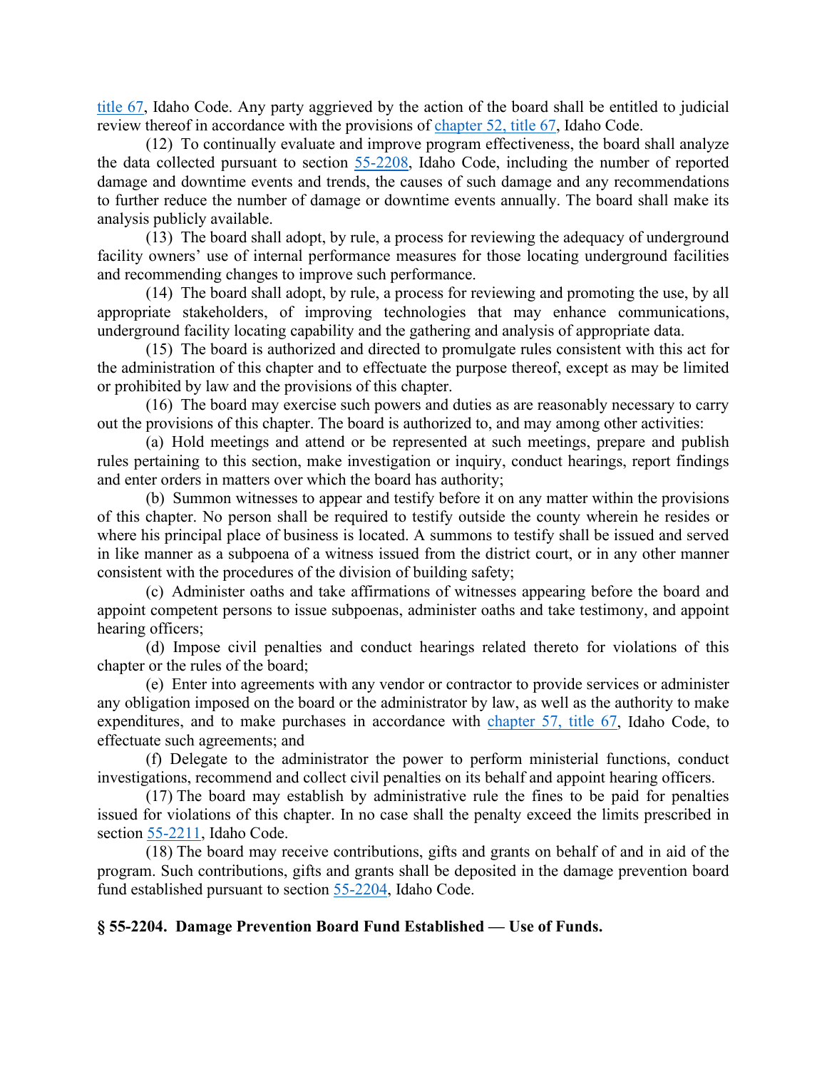title 67, Idaho Code. Any party aggrieved by the action of the board shall be entitled to judicial review thereof in accordance with the provisions of chapter 52, title 67, Idaho Code.

(12) To continually evaluate and improve program effectiveness, the board shall analyze the data collected pursuant to section 55-2208, Idaho Code, including the number of reported damage and downtime events and trends, the causes of such damage and any recommendations to further reduce the number of damage or downtime events annually. The board shall make its analysis publicly available.

(13) The board shall adopt, by rule, a process for reviewing the adequacy of underground facility owners' use of internal performance measures for those locating underground facilities and recommending changes to improve such performance.

(14) The board shall adopt, by rule, a process for reviewing and promoting the use, by all appropriate stakeholders, of improving technologies that may enhance communications, underground facility locating capability and the gathering and analysis of appropriate data.

(15) The board is authorized and directed to promulgate rules consistent with this act for the administration of this chapter and to effectuate the purpose thereof, except as may be limited or prohibited by law and the provisions of this chapter.

(16) The board may exercise such powers and duties as are reasonably necessary to carry out the provisions of this chapter. The board is authorized to, and may among other activities:

(a) Hold meetings and attend or be represented at such meetings, prepare and publish rules pertaining to this section, make investigation or inquiry, conduct hearings, report findings and enter orders in matters over which the board has authority;

(b) Summon witnesses to appear and testify before it on any matter within the provisions of this chapter. No person shall be required to testify outside the county wherein he resides or where his principal place of business is located. A summons to testify shall be issued and served in like manner as a subpoena of a witness issued from the district court, or in any other manner consistent with the procedures of the division of building safety;

(c) Administer oaths and take affirmations of witnesses appearing before the board and appoint competent persons to issue subpoenas, administer oaths and take testimony, and appoint hearing officers;

(d) Impose civil penalties and conduct hearings related thereto for violations of this chapter or the rules of the board;

(e) Enter into agreements with any vendor or contractor to provide services or administer any obligation imposed on the board or the administrator by law, as well as the authority to make expenditures, and to make purchases in accordance with chapter 57, title 67, Idaho Code, to effectuate such agreements; and

(f) Delegate to the administrator the power to perform ministerial functions, conduct investigations, recommend and collect civil penalties on its behalf and appoint hearing officers.

(17) The board may establish by administrative rule the fines to be paid for penalties issued for violations of this chapter. In no case shall the penalty exceed the limits prescribed in section 55-2211, Idaho Code.

(18) The board may receive contributions, gifts and grants on behalf of and in aid of the program. Such contributions, gifts and grants shall be deposited in the damage prevention board fund established pursuant to section 55-2204, Idaho Code.

### § 55-2204. Damage Prevention Board Fund Established — Use of Funds.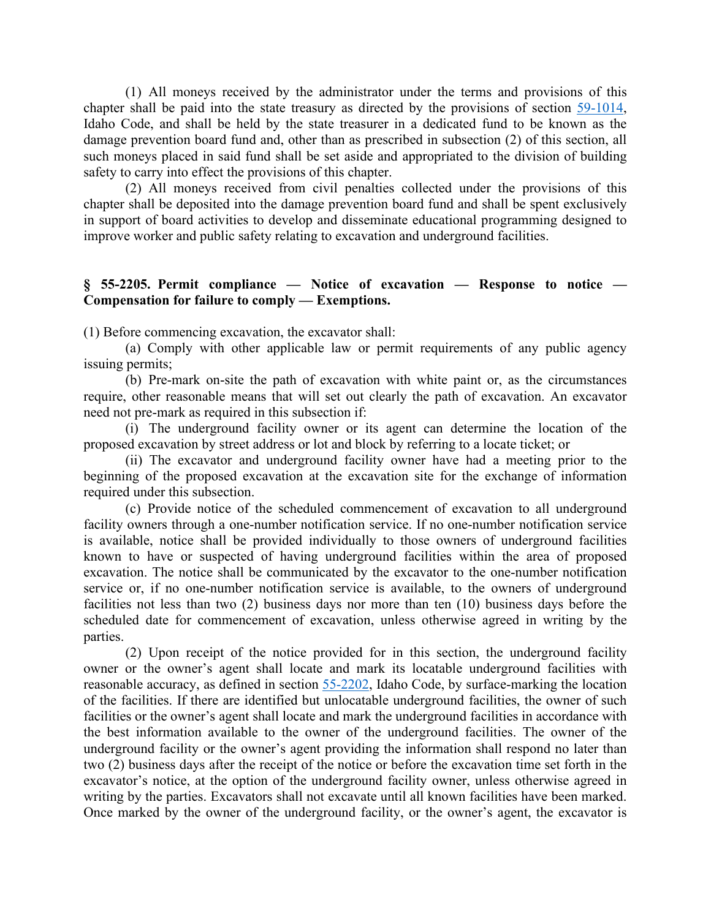(1) All moneys received by the administrator under the terms and provisions of this chapter shall be paid into the state treasury as directed by the provisions of section 59-1014, Idaho Code, and shall be held by the state treasurer in a dedicated fund to be known as the damage prevention board fund and, other than as prescribed in subsection (2) of this section, all such moneys placed in said fund shall be set aside and appropriated to the division of building safety to carry into effect the provisions of this chapter.

(2) All moneys received from civil penalties collected under the provisions of this chapter shall be deposited into the damage prevention board fund and shall be spent exclusively in support of board activities to develop and disseminate educational programming designed to improve worker and public safety relating to excavation and underground facilities.

**§ 55-2205. Permit compliance — Notice of excavation — Response to notice — Compensation for failure to comply — Exemptions.**

(1) Before commencing excavation, the excavator shall:

(a) Comply with other applicable law or permit requirements of any public agency issuing permits;

(b) Pre-mark on-site the path of excavation with white paint or, as the circumstances require, other reasonable means that will set out clearly the path of excavation. An excavator need not pre-mark as required in this subsection if:

(i) The underground facility owner or its agent can determine the location of the proposed excavation by street address or lot and block by referring to a locate ticket; or

(ii) The excavator and underground facility owner have had a meeting prior to the beginning of the proposed excavation at the excavation site for the exchange of information required under this subsection.

(c) Provide notice of the scheduled commencement of excavation to all underground facility owners through a one-number notification service. If no one-number notification service is available, notice shall be provided individually to those owners of underground facilities known to have or suspected of having underground facilities within the area of proposed excavation. The notice shall be communicated by the excavator to the one-number notification service or, if no one-number notification service is available, to the owners of underground facilities not less than two (2) business days nor more than ten (10) business days before the scheduled date for commencement of excavation, unless otherwise agreed in writing by the parties.

(2) Upon receipt of the notice provided for in this section, the underground facility owner or the owner's agent shall locate and mark its locatable underground facilities with reasonable accuracy, as defined in section 55-2202, Idaho Code, by surface-marking the location of the facilities. If there are identified but unlocatable underground facilities, the owner of such facilities or the owner's agent shall locate and mark the underground facilities in accordance with the best information available to the owner of the underground facilities. The owner of the underground facility or the owner's agent providing the information shall respond no later than two (2) business days after the receipt of the notice or before the excavation time set forth in the excavator's notice, at the option of the underground facility owner, unless otherwise agreed in writing by the parties. Excavators shall not excavate until all known facilities have been marked. Once marked by the owner of the underground facility, or the owner's agent, the excavator is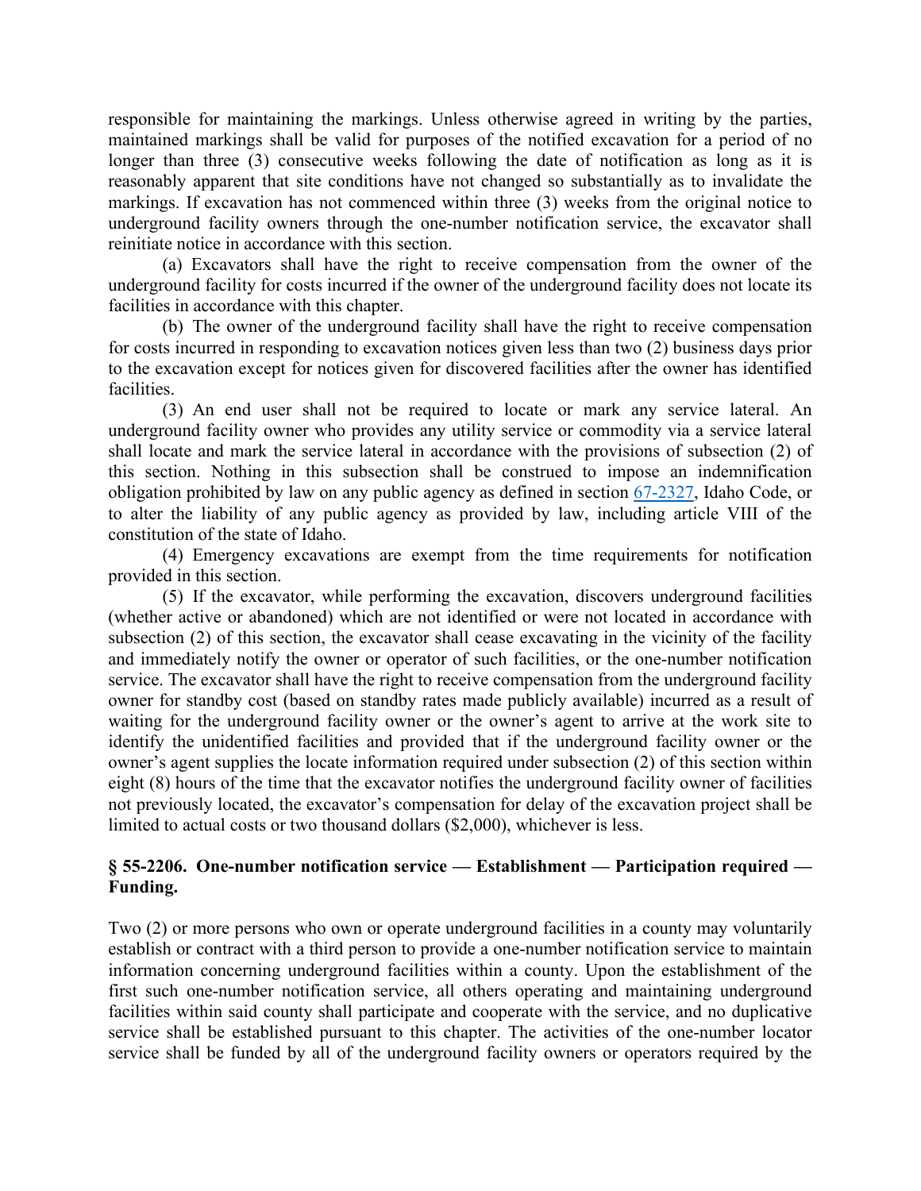responsible for maintaining the markings. Unless otherwise agreed in writing by the parties, maintained markings shall be valid for purposes of the notified excavation for a period of no longer than three (3) consecutive weeks following the date of notification as long as it is reasonably apparent that site conditions have not changed so substantially as to invalidate the markings. If excavation has not commenced within three (3) weeks from the original notice to underground facility owners through the one-number notification service, the excavator shall reinitiate notice in accordance with this section.

(a) Excavators shall have the right to receive compensation from the owner of the underground facility for costs incurred if the owner of the underground facility does not locate its facilities in accordance with this chapter.

(b) The owner of the underground facility shall have the right to receive compensation for costs incurred in responding to excavation notices given less than two (2) business days prior to the excavation except for notices given for discovered facilities after the owner has identified facilities.

(3) An end user shall not be required to locate or mark any service lateral. An underground facility owner who provides any utility service or commodity via a service lateral shall locate and mark the service lateral in accordance with the provisions of subsection (2) of this section. Nothing in this subsection shall be construed to impose an indemnification obligation prohibited by law on any public agency as defined in section 67-2327, Idaho Code, or to alter the liability of any public agency as provided by law, including article VIII of the constitution of the state of Idaho.

(4) Emergency excavations are exempt from the time requirements for notification provided in this section.

(5) If the excavator, while performing the excavation, discovers underground facilities (whether active or abandoned) which are not identified or were not located in accordance with subsection (2) of this section, the excavator shall cease excavating in the vicinity of the facility and immediately notify the owner or operator of such facilities, or the one-number notification service. The excavator shall have the right to receive compensation from the underground facility owner for standby cost (based on standby rates made publicly available) incurred as a result of waiting for the underground facility owner or the owner's agent to arrive at the work site to identify the unidentified facilities and provided that if the underground facility owner or the owner's agent supplies the locate information required under subsection (2) of this section within eight (8) hours of the time that the excavator notifies the underground facility owner of facilities not previously located, the excavator's compensation for delay of the excavation project shall be limited to actual costs or two thousand dollars ($2,000), whichever is less.

### § 55-2206. One-number notification service — Establishment — Participation required — Funding.

Two (2) or more persons who own or operate underground facilities in a county may voluntarily establish or contract with a third person to provide a one-number notification service to maintain information concerning underground facilities within a county. Upon the establishment of the first such one-number notification service, all others operating and maintaining underground facilities within said county shall participate and cooperate with the service, and no duplicative service shall be established pursuant to this chapter. The activities of the one-number locator service shall be funded by all of the underground facility owners or operators required by the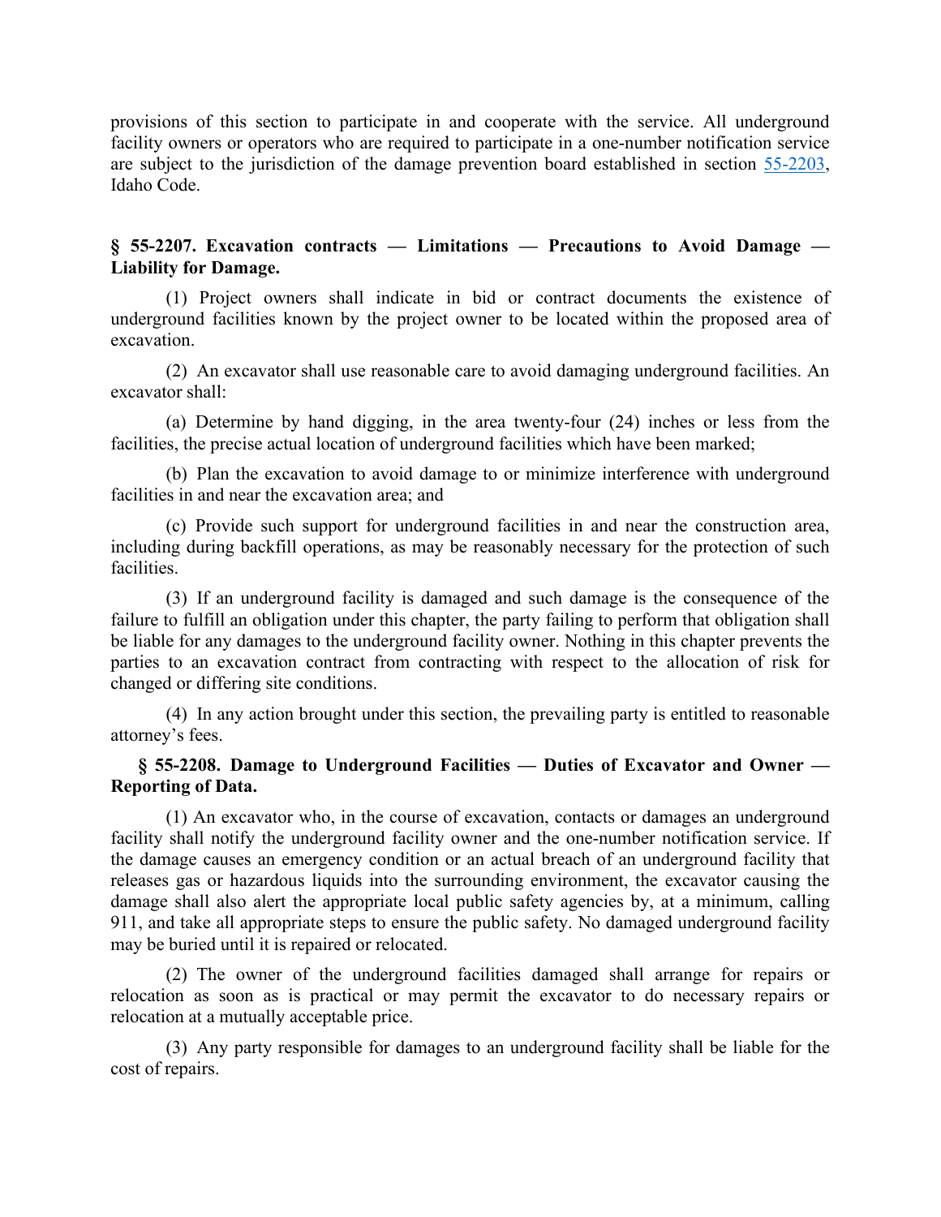provisions of this section to participate in and cooperate with the service. All underground facility owners or operators who are required to participate in a one-number notification service are subject to the jurisdiction of the damage prevention board established in section [55-2203](), Idaho Code.

### § 55-2207. Excavation contracts — Limitations — Precautions to Avoid Damage — Liability for Damage.

(1) Project owners shall indicate in bid or contract documents the existence of underground facilities known by the project owner to be located within the proposed area of excavation.

(2) An excavator shall use reasonable care to avoid damaging underground facilities. An excavator shall:

(a) Determine by hand digging, in the area twenty-four (24) inches or less from the facilities, the precise actual location of underground facilities which have been marked;

(b) Plan the excavation to avoid damage to or minimize interference with underground facilities in and near the excavation area; and

(c) Provide such support for underground facilities in and near the construction area, including during backfill operations, as may be reasonably necessary for the protection of such facilities.

(3) If an underground facility is damaged and such damage is the consequence of the failure to fulfill an obligation under this chapter, the party failing to perform that obligation shall be liable for any damages to the underground facility owner. Nothing in this chapter prevents the parties to an excavation contract from contracting with respect to the allocation of risk for changed or differing site conditions.

(4) In any action brought under this section, the prevailing party is entitled to reasonable attorney's fees.

### § 55-2208. Damage to Underground Facilities — Duties of Excavator and Owner — Reporting of Data.

(1) An excavator who, in the course of excavation, contacts or damages an underground facility shall notify the underground facility owner and the one-number notification service. If the damage causes an emergency condition or an actual breach of an underground facility that releases gas or hazardous liquids into the surrounding environment, the excavator causing the damage shall also alert the appropriate local public safety agencies by, at a minimum, calling 911, and take all appropriate steps to ensure the public safety. No damaged underground facility may be buried until it is repaired or relocated.

(2) The owner of the underground facilities damaged shall arrange for repairs or relocation as soon as is practical or may permit the excavator to do necessary repairs or relocation at a mutually acceptable price.

(3) Any party responsible for damages to an underground facility shall be liable for the cost of repairs.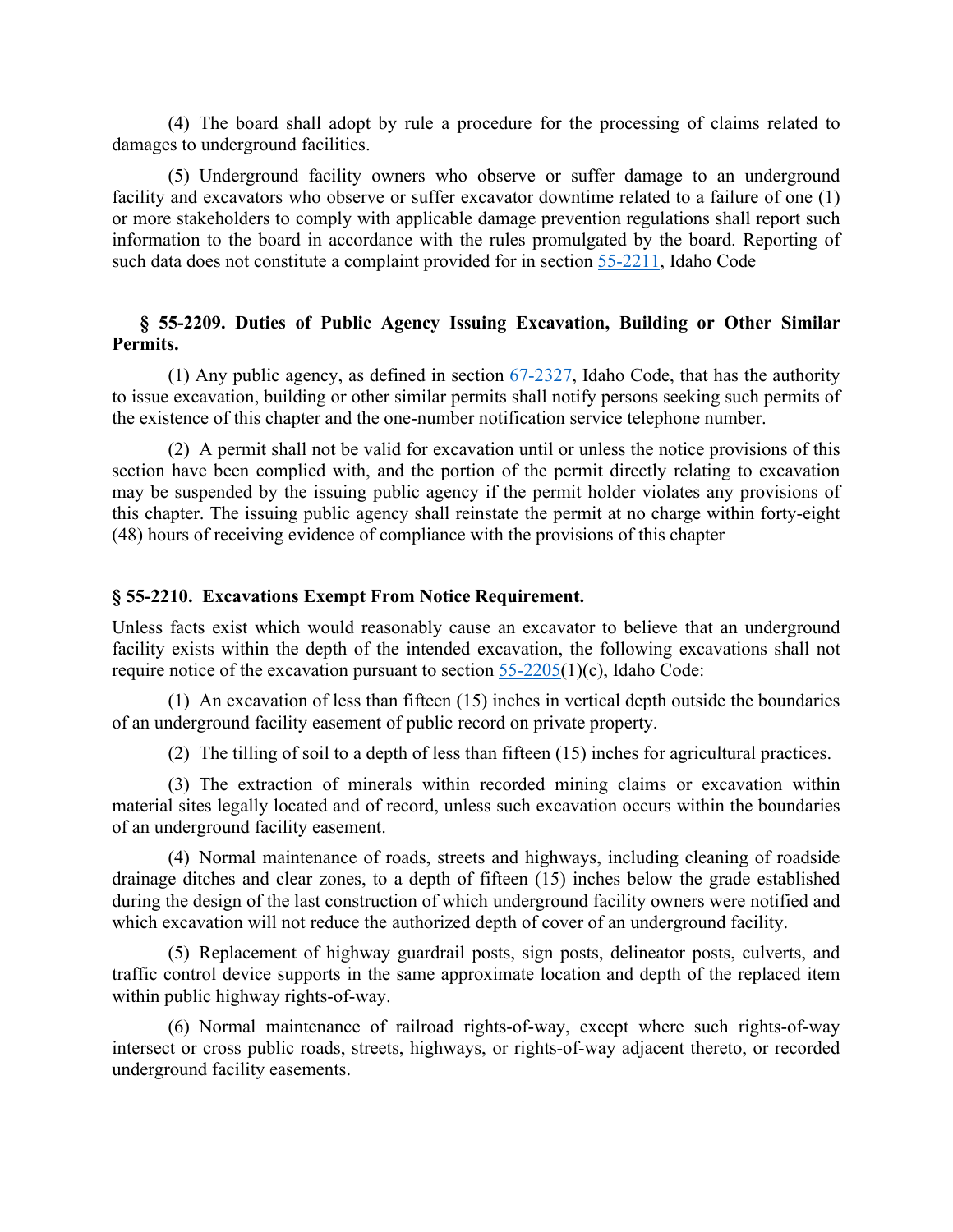(4) The board shall adopt by rule a procedure for the processing of claims related to damages to underground facilities.

(5) Underground facility owners who observe or suffer damage to an underground facility and excavators who observe or suffer excavator downtime related to a failure of one (1) or more stakeholders to comply with applicable damage prevention regulations shall report such information to the board in accordance with the rules promulgated by the board. Reporting of such data does not constitute a complaint provided for in section 55-2211, Idaho Code

### § 55-2209. Duties of Public Agency Issuing Excavation, Building or Other Similar Permits.

(1) Any public agency, as defined in section 67-2327, Idaho Code, that has the authority to issue excavation, building or other similar permits shall notify persons seeking such permits of the existence of this chapter and the one-number notification service telephone number.

(2) A permit shall not be valid for excavation until or unless the notice provisions of this section have been complied with, and the portion of the permit directly relating to excavation may be suspended by the issuing public agency if the permit holder violates any provisions of this chapter. The issuing public agency shall reinstate the permit at no charge within forty-eight (48) hours of receiving evidence of compliance with the provisions of this chapter

### § 55-2210. Excavations Exempt From Notice Requirement.

Unless facts exist which would reasonably cause an excavator to believe that an underground facility exists within the depth of the intended excavation, the following excavations shall not require notice of the excavation pursuant to section 55-2205(1)(c), Idaho Code:

(1) An excavation of less than fifteen (15) inches in vertical depth outside the boundaries of an underground facility easement of public record on private property.

(2) The tilling of soil to a depth of less than fifteen (15) inches for agricultural practices.

(3) The extraction of minerals within recorded mining claims or excavation within material sites legally located and of record, unless such excavation occurs within the boundaries of an underground facility easement.

(4) Normal maintenance of roads, streets and highways, including cleaning of roadside drainage ditches and clear zones, to a depth of fifteen (15) inches below the grade established during the design of the last construction of which underground facility owners were notified and which excavation will not reduce the authorized depth of cover of an underground facility.

(5) Replacement of highway guardrail posts, sign posts, delineator posts, culverts, and traffic control device supports in the same approximate location and depth of the replaced item within public highway rights-of-way.

(6) Normal maintenance of railroad rights-of-way, except where such rights-of-way intersect or cross public roads, streets, highways, or rights-of-way adjacent thereto, or recorded underground facility easements.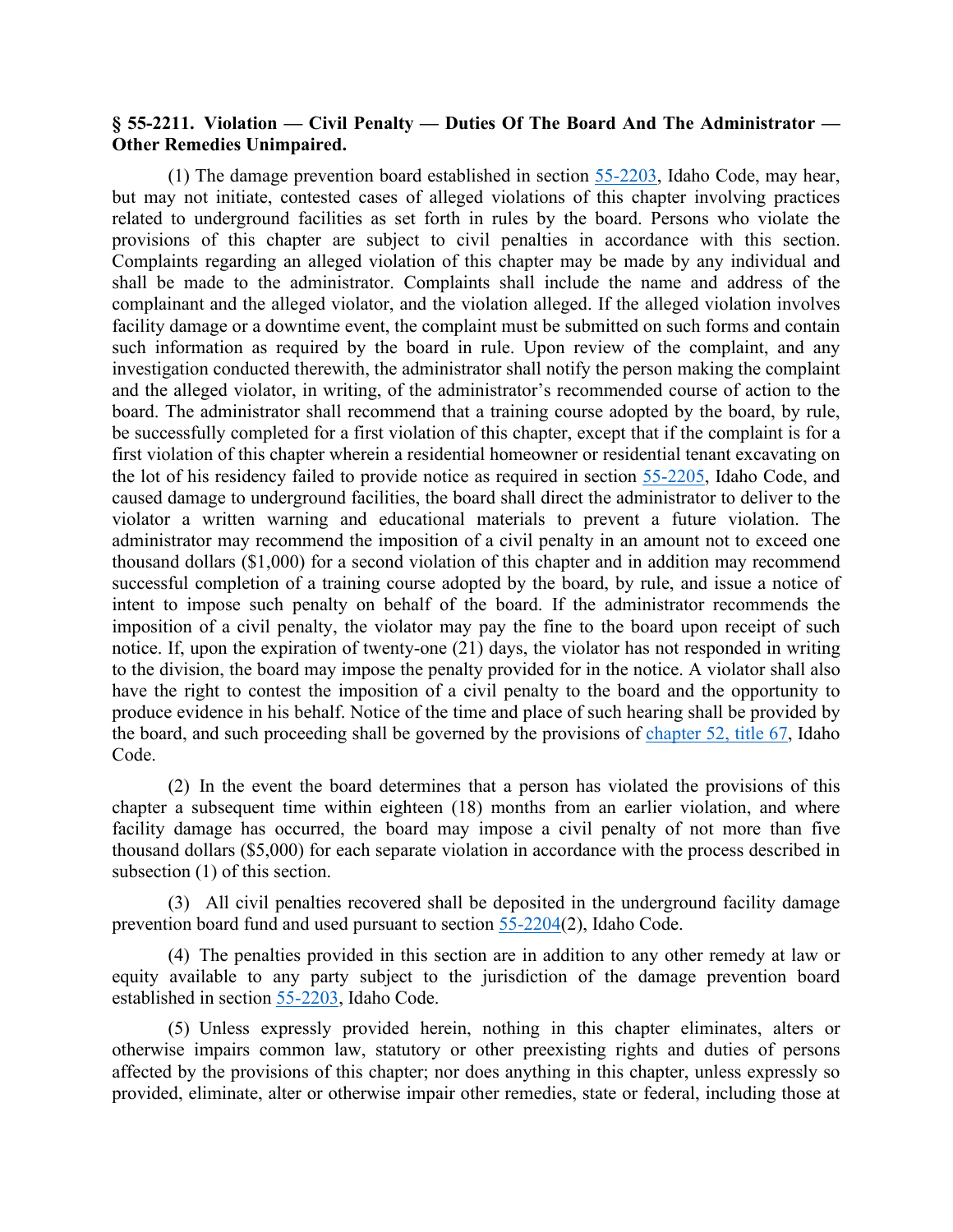**§ 55-2211. Violation — Civil Penalty — Duties Of The Board And The Administrator — Other Remedies Unimpaired.**

(1) The damage prevention board established in section [55-2203](), Idaho Code, may hear, but may not initiate, contested cases of alleged violations of this chapter involving practices related to underground facilities as set forth in rules by the board. Persons who violate the provisions of this chapter are subject to civil penalties in accordance with this section. Complaints regarding an alleged violation of this chapter may be made by any individual and shall be made to the administrator. Complaints shall include the name and address of the complainant and the alleged violator, and the violation alleged. If the alleged violation involves facility damage or a downtime event, the complaint must be submitted on such forms and contain such information as required by the board in rule. Upon review of the complaint, and any investigation conducted therewith, the administrator shall notify the person making the complaint and the alleged violator, in writing, of the administrator's recommended course of action to the board. The administrator shall recommend that a training course adopted by the board, by rule, be successfully completed for a first violation of this chapter, except that if the complaint is for a first violation of this chapter wherein a residential homeowner or residential tenant excavating on the lot of his residency failed to provide notice as required in section [55-2205](), Idaho Code, and caused damage to underground facilities, the board shall direct the administrator to deliver to the violator a written warning and educational materials to prevent a future violation. The administrator may recommend the imposition of a civil penalty in an amount not to exceed one thousand dollars ($1,000) for a second violation of this chapter and in addition may recommend successful completion of a training course adopted by the board, by rule, and issue a notice of intent to impose such penalty on behalf of the board. If the administrator recommends the imposition of a civil penalty, the violator may pay the fine to the board upon receipt of such notice. If, upon the expiration of twenty-one (21) days, the violator has not responded in writing to the division, the board may impose the penalty provided for in the notice. A violator shall also have the right to contest the imposition of a civil penalty to the board and the opportunity to produce evidence in his behalf. Notice of the time and place of such hearing shall be provided by the board, and such proceeding shall be governed by the provisions of [chapter 52, title 67](), Idaho Code.

(2) In the event the board determines that a person has violated the provisions of this chapter a subsequent time within eighteen (18) months from an earlier violation, and where facility damage has occurred, the board may impose a civil penalty of not more than five thousand dollars ($5,000) for each separate violation in accordance with the process described in subsection (1) of this section.

(3) All civil penalties recovered shall be deposited in the underground facility damage prevention board fund and used pursuant to section [55-2204]()(2), Idaho Code.

(4) The penalties provided in this section are in addition to any other remedy at law or equity available to any party subject to the jurisdiction of the damage prevention board established in section [55-2203](), Idaho Code.

(5) Unless expressly provided herein, nothing in this chapter eliminates, alters or otherwise impairs common law, statutory or other preexisting rights and duties of persons affected by the provisions of this chapter; nor does anything in this chapter, unless expressly so provided, eliminate, alter or otherwise impair other remedies, state or federal, including those at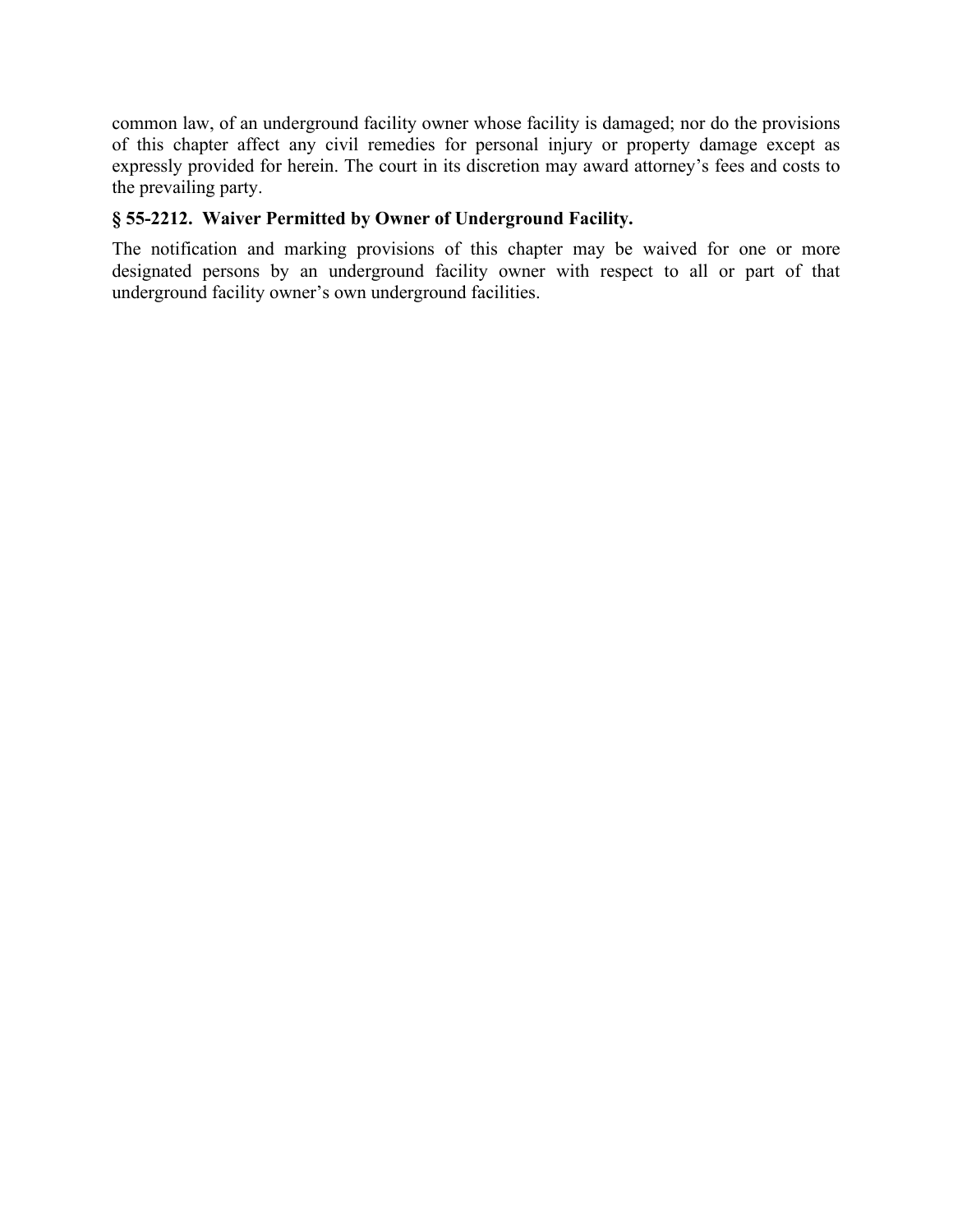common law, of an underground facility owner whose facility is damaged; nor do the provisions of this chapter affect any civil remedies for personal injury or property damage except as expressly provided for herein. The court in its discretion may award attorney's fees and costs to the prevailing party.

### § 55-2212. Waiver Permitted by Owner of Underground Facility.

The notification and marking provisions of this chapter may be waived for one or more designated persons by an underground facility owner with respect to all or part of that underground facility owner's own underground facilities.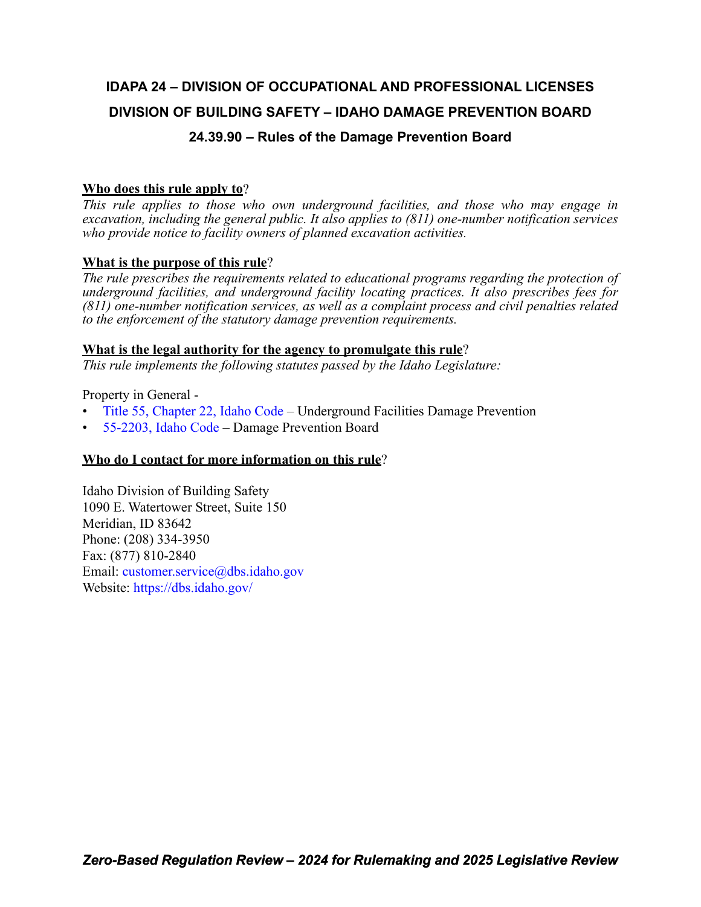# IDAPA 24 – DIVISION OF OCCUPATIONAL AND PROFESSIONAL LICENSES

## DIVISION OF BUILDING SAFETY – IDAHO DAMAGE PREVENTION BOARD

### 24.39.90 – Rules of the Damage Prevention Board

**Who does this rule apply to**?

*This rule applies to those who own underground facilities, and those who may engage in excavation, including the general public. It also applies to (811) one-number notification services who provide notice to facility owners of planned excavation activities.*

**What is the purpose of this rule**?

*The rule prescribes the requirements related to educational programs regarding the protection of underground facilities, and underground facility locating practices. It also prescribes fees for (811) one-number notification services, as well as a complaint process and civil penalties related to the enforcement of the statutory damage prevention requirements.*

**What is the legal authority for the agency to promulgate this rule**?

*This rule implements the following statutes passed by the Idaho Legislature:*

Property in General -

- Title 55, Chapter 22, Idaho Code – Underground Facilities Damage Prevention
- 55-2203, Idaho Code – Damage Prevention Board

**Who do I contact for more information on this rule**?

Idaho Division of Building Safety
1090 E. Watertower Street, Suite 150
Meridian, ID 83642
Phone: (208) 334-3950
Fax: (877) 810-2840
Email: customer.service@dbs.idaho.gov
Website: https://dbs.idaho.gov/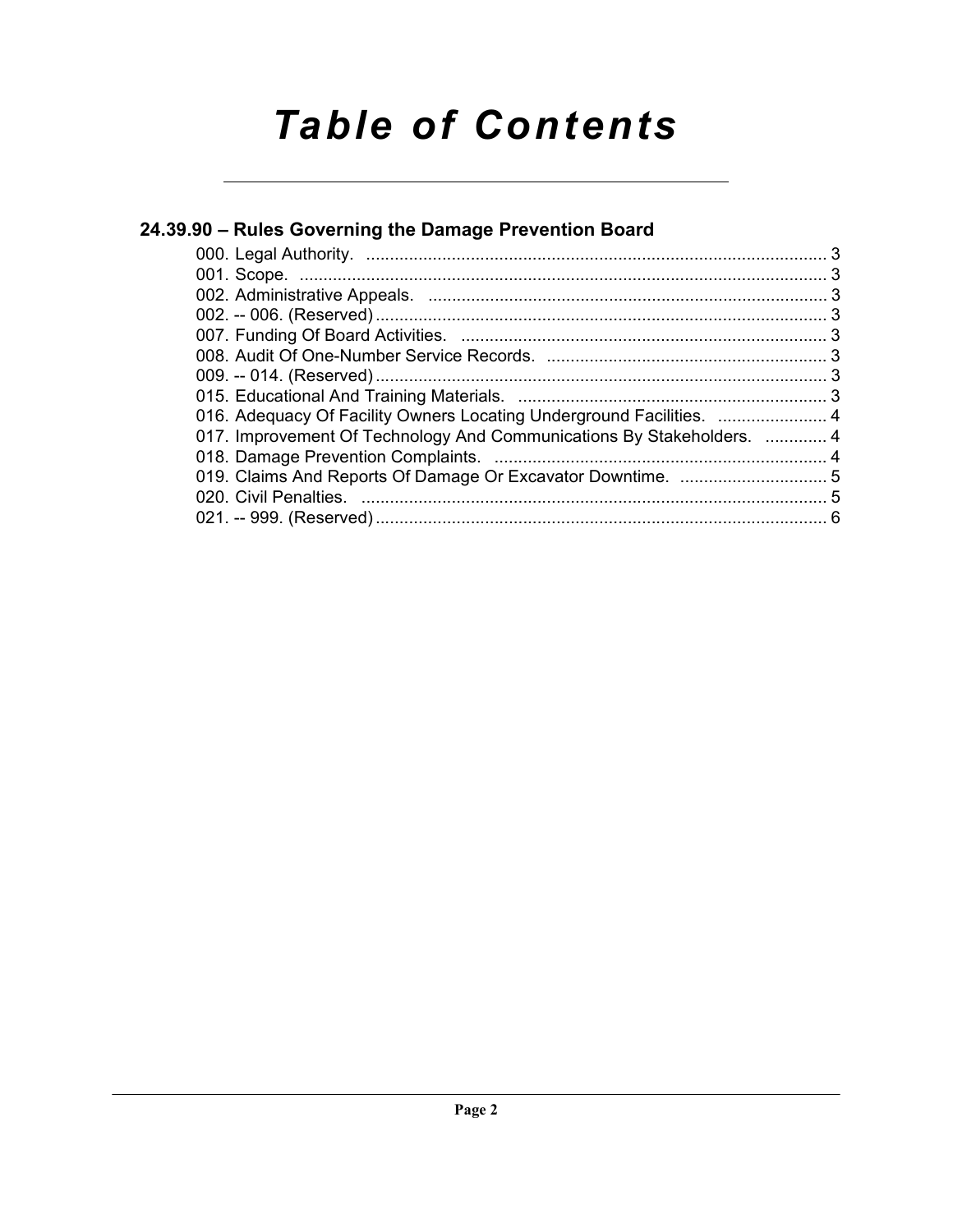# Table of Contents

## 24.39.90 – Rules Governing the Damage Prevention Board

000. Legal Authority. ........................................................................................... 3
001. Scope. ........................................................................................... 3
002. Administrative Appeals. ........................................................................................... 3
002. -- 006. (Reserved) ........................................................................................... 3
007. Funding Of Board Activities. ........................................................................................... 3
008. Audit Of One-Number Service Records. ........................................................................................... 3
009. -- 014. (Reserved) ........................................................................................... 3
015. Educational And Training Materials. ........................................................................................... 3
016. Adequacy Of Facility Owners Locating Underground Facilities. ....................... 4
017. Improvement Of Technology And Communications By Stakeholders. ............. 4
018. Damage Prevention Complaints. ........................................................................................... 4
019. Claims And Reports Of Damage Or Excavator Downtime. ............................... 5
020. Civil Penalties. ........................................................................................... 5
021. -- 999. (Reserved) ........................................................................................... 6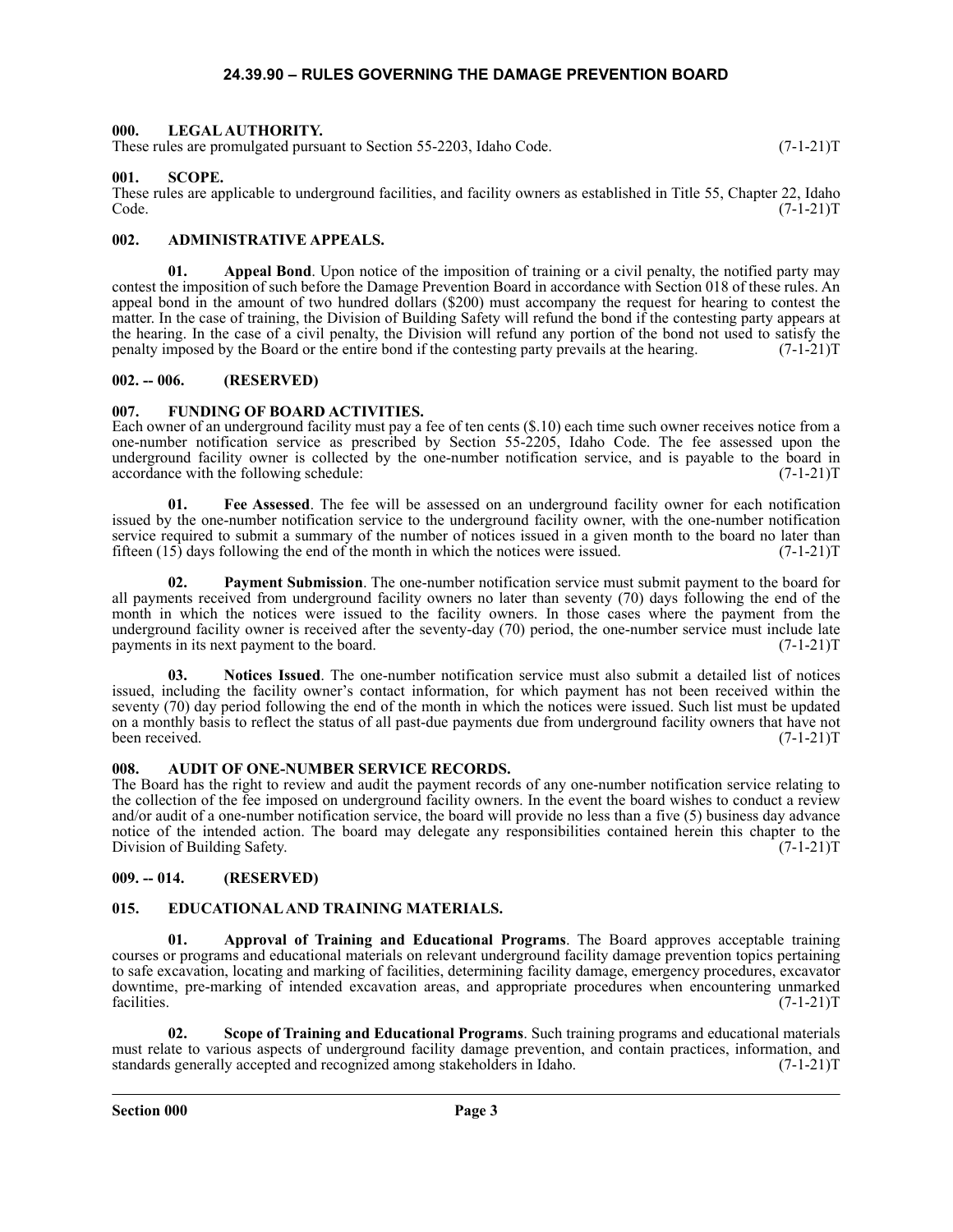## 24.39.90 – RULES GOVERNING THE DAMAGE PREVENTION BOARD

### 000. LEGAL AUTHORITY.

These rules are promulgated pursuant to Section 55-2203, Idaho Code. (7-1-21)T

### 001. SCOPE.

These rules are applicable to underground facilities, and facility owners as established in Title 55, Chapter 22, Idaho Code. (7-1-21)T

### 002. ADMINISTRATIVE APPEALS.

**01. Appeal Bond**. Upon notice of the imposition of training or a civil penalty, the notified party may contest the imposition of such before the Damage Prevention Board in accordance with Section 018 of these rules. An appeal bond in the amount of two hundred dollars ($200) must accompany the request for hearing to contest the matter. In the case of training, the Division of Building Safety will refund the bond if the contesting party appears at the hearing. In the case of a civil penalty, the Division will refund any portion of the bond not used to satisfy the penalty imposed by the Board or the entire bond if the contesting party prevails at the hearing. (7-1-21)T

### 002. -- 006. (RESERVED)

### 007. FUNDING OF BOARD ACTIVITIES.

Each owner of an underground facility must pay a fee of ten cents ($.10) each time such owner receives notice from a one-number notification service as prescribed by Section 55-2205, Idaho Code. The fee assessed upon the underground facility owner is collected by the one-number notification service, and is payable to the board in accordance with the following schedule: (7-1-21)T

**01. Fee Assessed**. The fee will be assessed on an underground facility owner for each notification issued by the one-number notification service to the underground facility owner, with the one-number notification service required to submit a summary of the number of notices issued in a given month to the board no later than fifteen (15) days following the end of the month in which the notices were issued. (7-1-21)T

**02. Payment Submission**. The one-number notification service must submit payment to the board for all payments received from underground facility owners no later than seventy (70) days following the end of the month in which the notices were issued to the facility owners. In those cases where the payment from the underground facility owner is received after the seventy-day (70) period, the one-number service must include late payments in its next payment to the board. (7-1-21)T

**03. Notices Issued**. The one-number notification service must also submit a detailed list of notices issued, including the facility owner's contact information, for which payment has not been received within the seventy (70) day period following the end of the month in which the notices were issued. Such list must be updated on a monthly basis to reflect the status of all past-due payments due from underground facility owners that have not been received. (7-1-21)T

### 008. AUDIT OF ONE-NUMBER SERVICE RECORDS.

The Board has the right to review and audit the payment records of any one-number notification service relating to the collection of the fee imposed on underground facility owners. In the event the board wishes to conduct a review and/or audit of a one-number notification service, the board will provide no less than a five (5) business day advance notice of the intended action. The board may delegate any responsibilities contained herein this chapter to the Division of Building Safety. (7-1-21)T

### 009. -- 014. (RESERVED)

### 015. EDUCATIONAL AND TRAINING MATERIALS.

**01. Approval of Training and Educational Programs**. The Board approves acceptable training courses or programs and educational materials on relevant underground facility damage prevention topics pertaining to safe excavation, locating and marking of facilities, determining facility damage, emergency procedures, excavator downtime, pre-marking of intended excavation areas, and appropriate procedures when encountering unmarked facilities. (7-1-21)T

**02. Scope of Training and Educational Programs**. Such training programs and educational materials must relate to various aspects of underground facility damage prevention, and contain practices, information, and standards generally accepted and recognized among stakeholders in Idaho. (7-1-21)T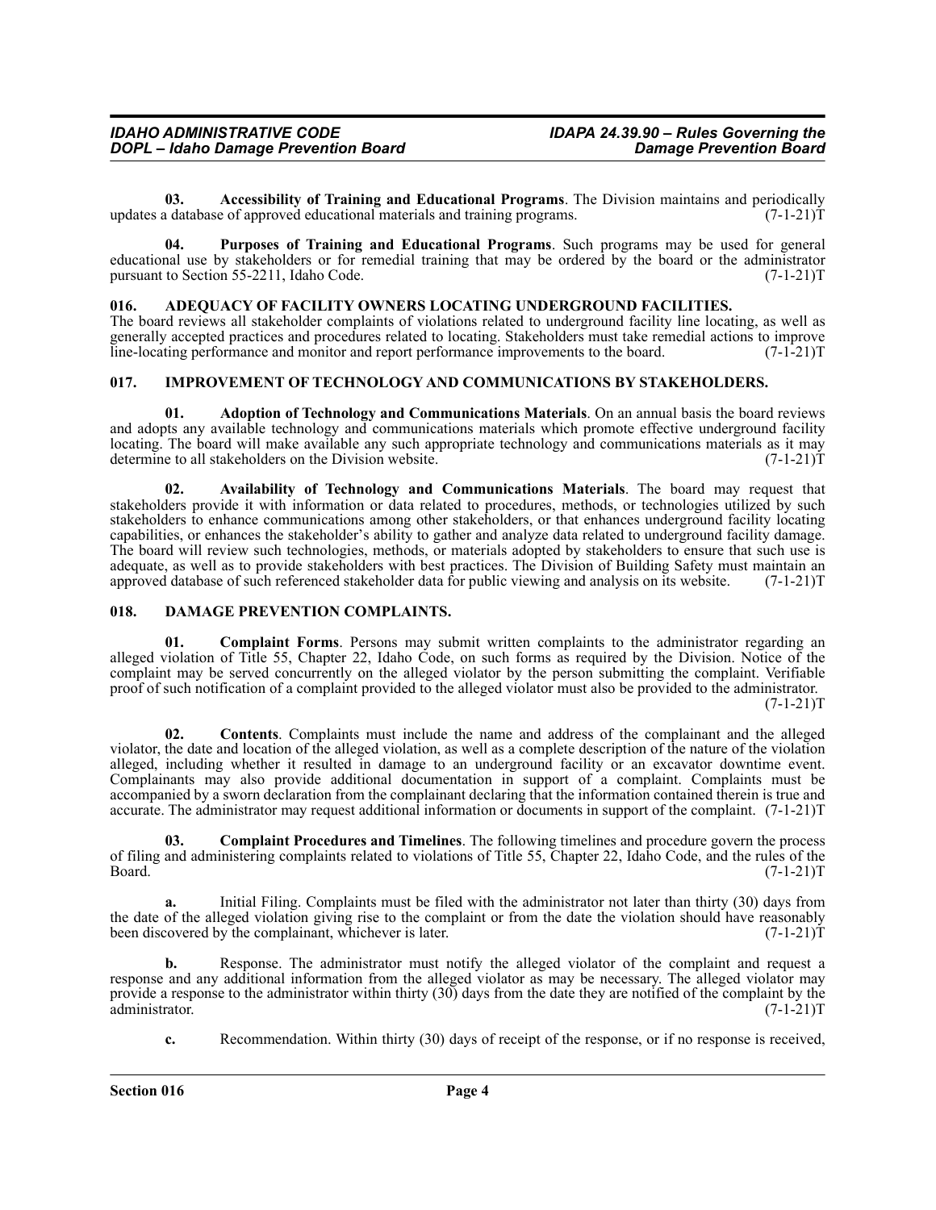**03. Accessibility of Training and Educational Programs**. The Division maintains and periodically updates a database of approved educational materials and training programs. (7-1-21)T

**04. Purposes of Training and Educational Programs**. Such programs may be used for general educational use by stakeholders or for remedial training that may be ordered by the board or the administrator pursuant to Section 55-2211, Idaho Code. (7-1-21)T

### 016. ADEQUACY OF FACILITY OWNERS LOCATING UNDERGROUND FACILITIES.

The board reviews all stakeholder complaints of violations related to underground facility line locating, as well as generally accepted practices and procedures related to locating. Stakeholders must take remedial actions to improve line-locating performance and monitor and report performance improvements to the board. (7-1-21)T

### 017. IMPROVEMENT OF TECHNOLOGY AND COMMUNICATIONS BY STAKEHOLDERS.

**01. Adoption of Technology and Communications Materials**. On an annual basis the board reviews and adopts any available technology and communications materials which promote effective underground facility locating. The board will make available any such appropriate technology and communications materials as it may determine to all stakeholders on the Division website. (7-1-21)T

**02. Availability of Technology and Communications Materials**. The board may request that stakeholders provide it with information or data related to procedures, methods, or technologies utilized by such stakeholders to enhance communications among other stakeholders, or that enhances underground facility locating capabilities, or enhances the stakeholder's ability to gather and analyze data related to underground facility damage. The board will review such technologies, methods, or materials adopted by stakeholders to ensure that such use is adequate, as well as to provide stakeholders with best practices. The Division of Building Safety must maintain an approved database of such referenced stakeholder data for public viewing and analysis on its website. (7-1-21)T

### 018. DAMAGE PREVENTION COMPLAINTS.

**01. Complaint Forms**. Persons may submit written complaints to the administrator regarding an alleged violation of Title 55, Chapter 22, Idaho Code, on such forms as required by the Division. Notice of the complaint may be served concurrently on the alleged violator by the person submitting the complaint. Verifiable proof of such notification of a complaint provided to the alleged violator must also be provided to the administrator. (7-1-21)T

**02. Contents**. Complaints must include the name and address of the complainant and the alleged violator, the date and location of the alleged violation, as well as a complete description of the nature of the violation alleged, including whether it resulted in damage to an underground facility or an excavator downtime event. Complainants may also provide additional documentation in support of a complaint. Complaints must be accompanied by a sworn declaration from the complainant declaring that the information contained therein is true and accurate. The administrator may request additional information or documents in support of the complaint. (7-1-21)T

**03. Complaint Procedures and Timelines**. The following timelines and procedure govern the process of filing and administering complaints related to violations of Title 55, Chapter 22, Idaho Code, and the rules of the Board. (7-1-21)T

**a.** Initial Filing. Complaints must be filed with the administrator not later than thirty (30) days from the date of the alleged violation giving rise to the complaint or from the date the violation should have reasonably been discovered by the complainant, whichever is later. (7-1-21)T

**b.** Response. The administrator must notify the alleged violator of the complaint and request a response and any additional information from the alleged violator as may be necessary. The alleged violator may provide a response to the administrator within thirty (30) days from the date they are notified of the complaint by the administrator. (7-1-21)T

**c.** Recommendation. Within thirty (30) days of receipt of the response, or if no response is received,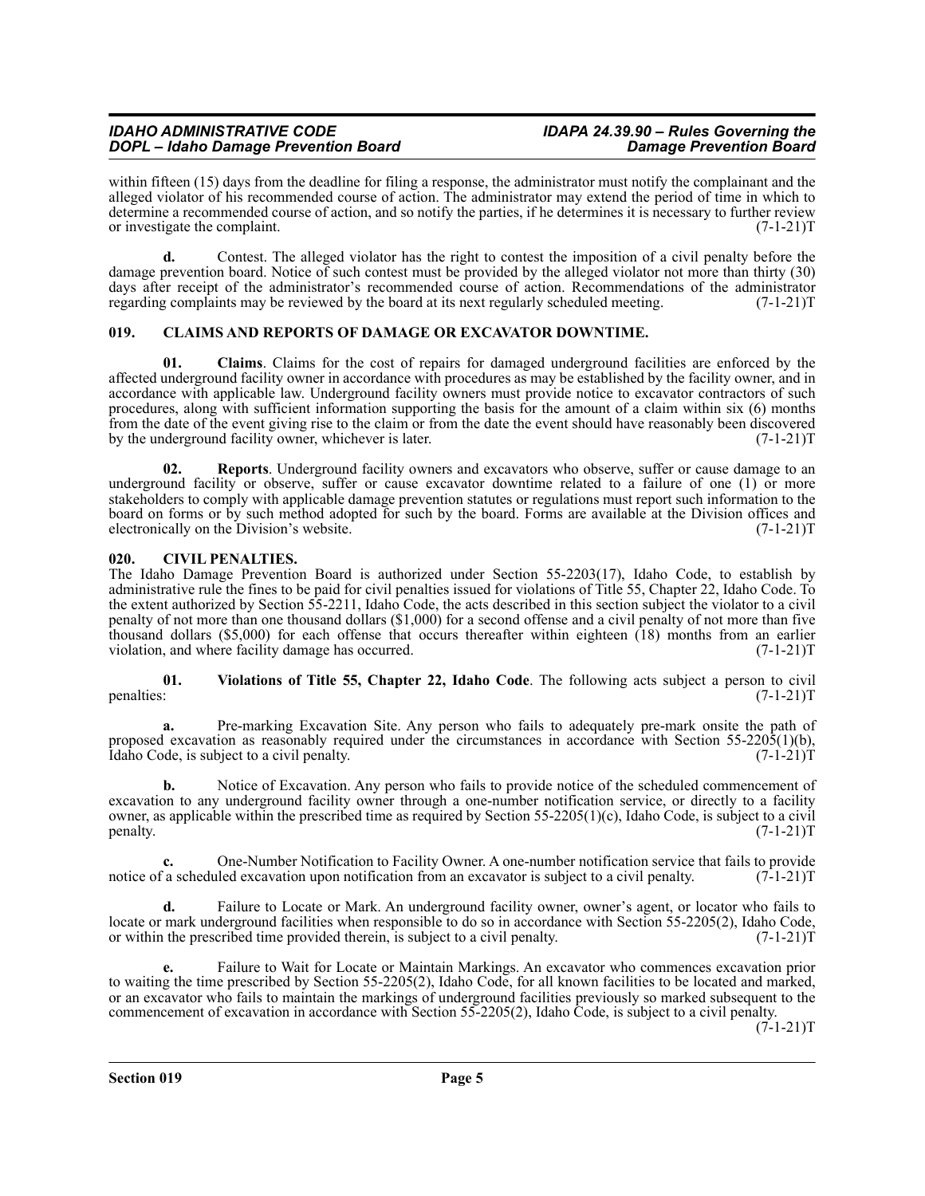within fifteen (15) days from the deadline for filing a response, the administrator must notify the complainant and the alleged violator of his recommended course of action. The administrator may extend the period of time in which to determine a recommended course of action, and so notify the parties, if he determines it is necessary to further review or investigate the complaint. (7-1-21)T

**d.** Contest. The alleged violator has the right to contest the imposition of a civil penalty before the damage prevention board. Notice of such contest must be provided by the alleged violator not more than thirty (30) days after receipt of the administrator's recommended course of action. Recommendations of the administrator regarding complaints may be reviewed by the board at its next regularly scheduled meeting. (7-1-21)T

### 019. CLAIMS AND REPORTS OF DAMAGE OR EXCAVATOR DOWNTIME.

**01. Claims**. Claims for the cost of repairs for damaged underground facilities are enforced by the affected underground facility owner in accordance with procedures as may be established by the facility owner, and in accordance with applicable law. Underground facility owners must provide notice to excavator contractors of such procedures, along with sufficient information supporting the basis for the amount of a claim within six (6) months from the date of the event giving rise to the claim or from the date the event should have reasonably been discovered by the underground facility owner, whichever is later. (7-1-21)T

**02. Reports**. Underground facility owners and excavators who observe, suffer or cause damage to an underground facility or observe, suffer or cause excavator downtime related to a failure of one (1) or more stakeholders to comply with applicable damage prevention statutes or regulations must report such information to the board on forms or by such method adopted for such by the board. Forms are available at the Division offices and electronically on the Division's website. (7-1-21)T

### 020. CIVIL PENALTIES.

The Idaho Damage Prevention Board is authorized under Section 55-2203(17), Idaho Code, to establish by administrative rule the fines to be paid for civil penalties issued for violations of Title 55, Chapter 22, Idaho Code. To the extent authorized by Section 55-2211, Idaho Code, the acts described in this section subject the violator to a civil penalty of not more than one thousand dollars ($1,000) for a second offense and a civil penalty of not more than five thousand dollars ($5,000) for each offense that occurs thereafter within eighteen (18) months from an earlier violation, and where facility damage has occurred. (7-1-21)T

**01. Violations of Title 55, Chapter 22, Idaho Code**. The following acts subject a person to civil penalties: (7-1-21)T

**a.** Pre-marking Excavation Site. Any person who fails to adequately pre-mark onsite the path of proposed excavation as reasonably required under the circumstances in accordance with Section 55-2205(1)(b), Idaho Code, is subject to a civil penalty. (7-1-21)T

**b.** Notice of Excavation. Any person who fails to provide notice of the scheduled commencement of excavation to any underground facility owner through a one-number notification service, or directly to a facility owner, as applicable within the prescribed time as required by Section 55-2205(1)(c), Idaho Code, is subject to a civil penalty. (7-1-21)T

**c.** One-Number Notification to Facility Owner. A one-number notification service that fails to provide notice of a scheduled excavation upon notification from an excavator is subject to a civil penalty. (7-1-21)T

**d.** Failure to Locate or Mark. An underground facility owner, owner's agent, or locator who fails to locate or mark underground facilities when responsible to do so in accordance with Section 55-2205(2), Idaho Code, or within the prescribed time provided therein, is subject to a civil penalty. (7-1-21)T

**e.** Failure to Wait for Locate or Maintain Markings. An excavator who commences excavation prior to waiting the time prescribed by Section 55-2205(2), Idaho Code, for all known facilities to be located and marked, or an excavator who fails to maintain the markings of underground facilities previously so marked subsequent to the commencement of excavation in accordance with Section 55-2205(2), Idaho Code, is subject to a civil penalty. (7-1-21)T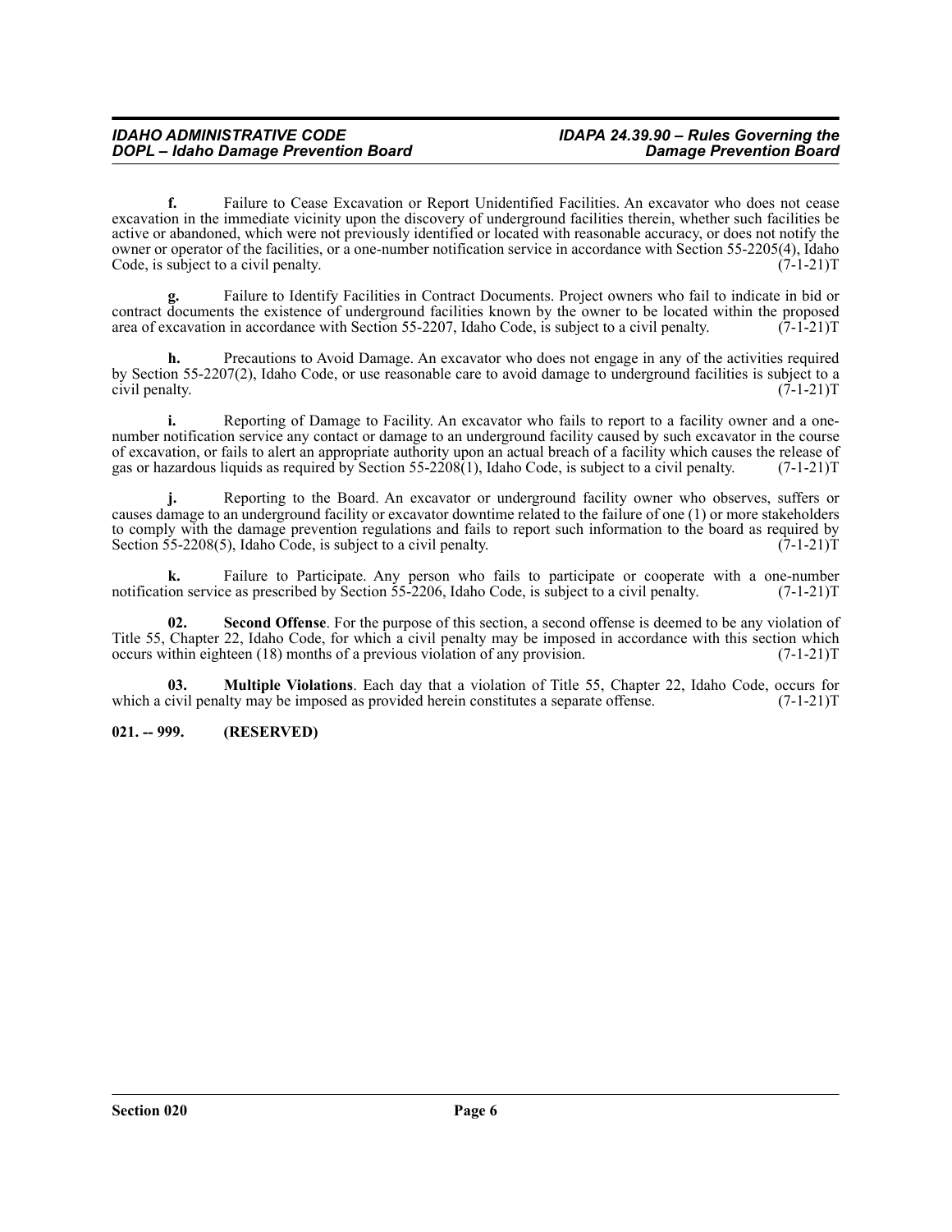**f.** Failure to Cease Excavation or Report Unidentified Facilities. An excavator who does not cease excavation in the immediate vicinity upon the discovery of underground facilities therein, whether such facilities be active or abandoned, which were not previously identified or located with reasonable accuracy, or does not notify the owner or operator of the facilities, or a one-number notification service in accordance with Section 55-2205(4), Idaho Code, is subject to a civil penalty. (7-1-21)T

**g.** Failure to Identify Facilities in Contract Documents. Project owners who fail to indicate in bid or contract documents the existence of underground facilities known by the owner to be located within the proposed area of excavation in accordance with Section 55-2207, Idaho Code, is subject to a civil penalty. (7-1-21)T

**h.** Precautions to Avoid Damage. An excavator who does not engage in any of the activities required by Section 55-2207(2), Idaho Code, or use reasonable care to avoid damage to underground facilities is subject to a civil penalty. (7-1-21)T

**i.** Reporting of Damage to Facility. An excavator who fails to report to a facility owner and a one-number notification service any contact or damage to an underground facility caused by such excavator in the course of excavation, or fails to alert an appropriate authority upon an actual breach of a facility which causes the release of gas or hazardous liquids as required by Section 55-2208(1), Idaho Code, is subject to a civil penalty. (7-1-21)T

**j.** Reporting to the Board. An excavator or underground facility owner who observes, suffers or causes damage to an underground facility or excavator downtime related to the failure of one (1) or more stakeholders to comply with the damage prevention regulations and fails to report such information to the board as required by Section 55-2208(5), Idaho Code, is subject to a civil penalty. (7-1-21)T

**k.** Failure to Participate. Any person who fails to participate or cooperate with a one-number notification service as prescribed by Section 55-2206, Idaho Code, is subject to a civil penalty. (7-1-21)T

**02. Second Offense**. For the purpose of this section, a second offense is deemed to be any violation of Title 55, Chapter 22, Idaho Code, for which a civil penalty may be imposed in accordance with this section which occurs within eighteen (18) months of a previous violation of any provision. (7-1-21)T

**03. Multiple Violations**. Each day that a violation of Title 55, Chapter 22, Idaho Code, occurs for which a civil penalty may be imposed as provided herein constitutes a separate offense. (7-1-21)T

**021. -- 999. (RESERVED)**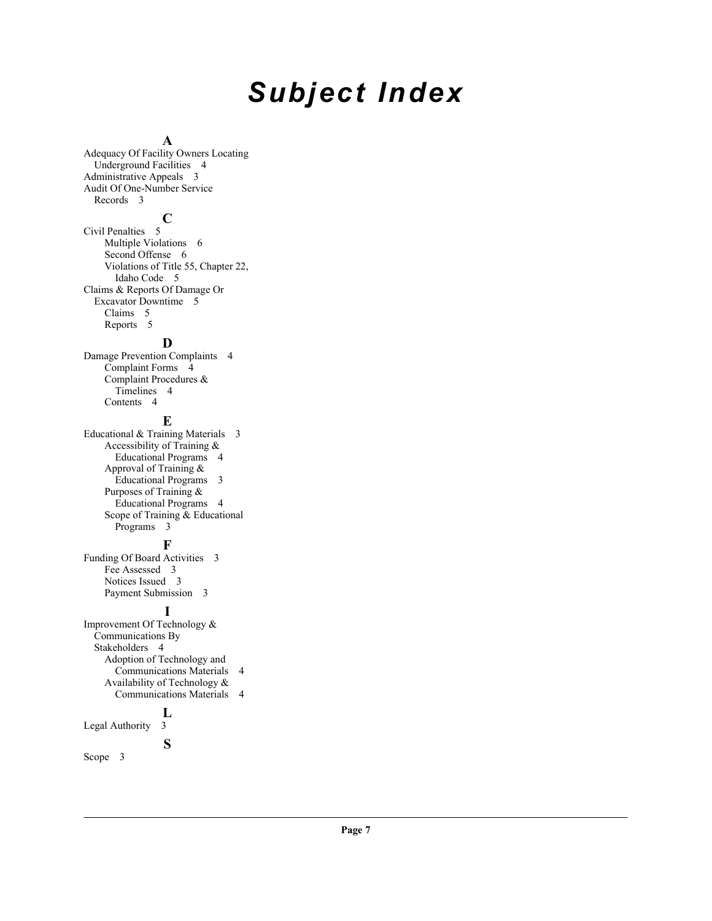# *Subject Index*

**A**

Adequacy Of Facility Owners Locating Underground Facilities 4
Administrative Appeals 3
Audit Of One-Number Service Records 3

**C**

Civil Penalties 5
- Multiple Violations 6
- Second Offense 6
- Violations of Title 55, Chapter 22, Idaho Code 5

Claims & Reports Of Damage Or Excavator Downtime 5
- Claims 5
- Reports 5

**D**

Damage Prevention Complaints 4
- Complaint Forms 4
- Complaint Procedures & Timelines 4
- Contents 4

**E**

Educational & Training Materials 3
- Accessibility of Training & Educational Programs 4
- Approval of Training & Educational Programs 3
- Purposes of Training & Educational Programs 4
- Scope of Training & Educational Programs 3

**F**

Funding Of Board Activities 3
- Fee Assessed 3
- Notices Issued 3
- Payment Submission 3

**I**

Improvement Of Technology & Communications By Stakeholders 4
- Adoption of Technology and Communications Materials 4
- Availability of Technology & Communications Materials 4

**L**

Legal Authority 3

**S**

Scope 3